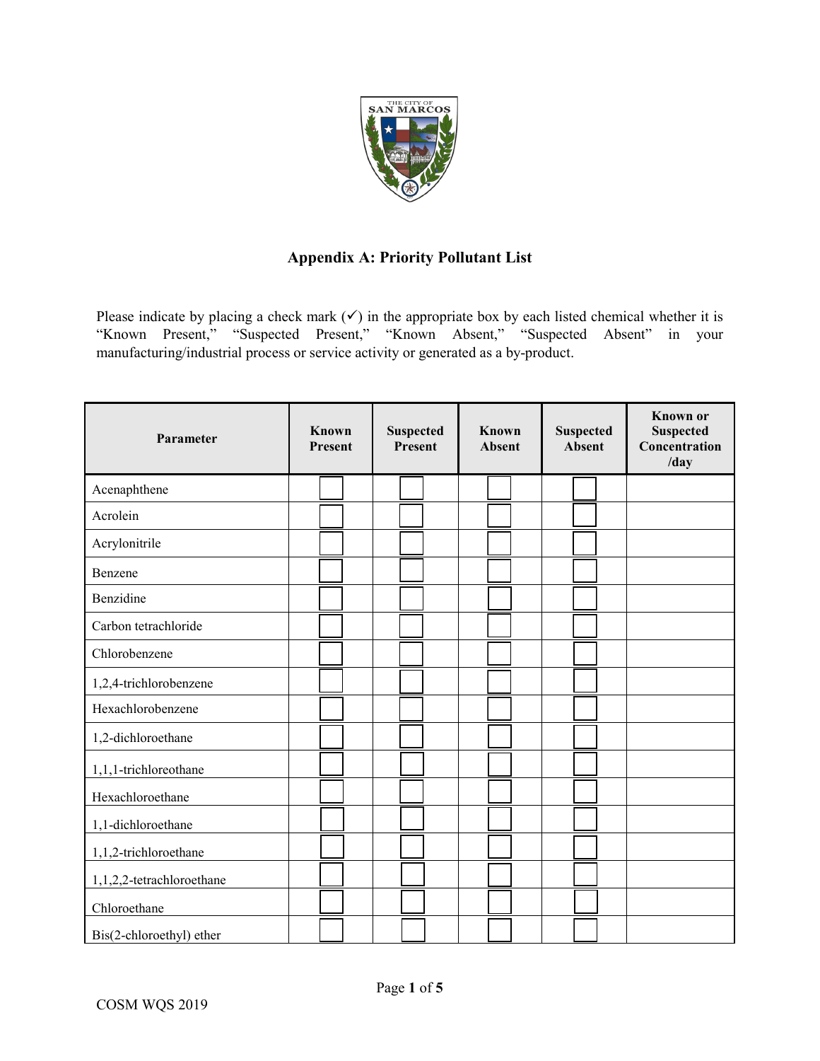## Appendix A: Priority Pollutant List

Please indicate by placing a check mark (✓) in the appropriate box by each listed chemical whether it is "Known Present," "Suspected Present," "Known Absent," "Suspected Absent" in your manufacturing/industrial process or service activity or generated as a by-product.

| Parameter | Known Present | Suspected Present | Known Absent | Suspected Absent | Known or Suspected Concentration /day |
|---|---|---|---|---|---|
| Acenaphthene | ☐ | ☐ | ☐ | ☐ | |
| Acrolein | ☐ | ☐ | ☐ | ☐ | |
| Acrylonitrile | ☐ | ☐ | ☐ | ☐ | |
| Benzene | ☐ | ☐ | ☐ | ☐ | |
| Benzidine | ☐ | ☐ | ☐ | ☐ | |
| Carbon tetrachloride | ☐ | ☐ | ☐ | ☐ | |
| Chlorobenzene | ☐ | ☐ | ☐ | ☐ | |
| 1,2,4-trichlorobenzene | ☐ | ☐ | ☐ | ☐ | |
| Hexachlorobenzene | ☐ | ☐ | ☐ | ☐ | |
| 1,2-dichloroethane | ☐ | ☐ | ☐ | ☐ | |
| 1,1,1-trichloroethane | ☐ | ☐ | ☐ | ☐ | |
| Hexachloroethane | ☐ | ☐ | ☐ | ☐ | |
| 1,1-dichloroethane | ☐ | ☐ | ☐ | ☐ | |
| 1,1,2-trichloroethane | ☐ | ☐ | ☐ | ☐ | |
| 1,1,2,2-tetrachloroethane | ☐ | ☐ | ☐ | ☐ | |
| Chloroethane | ☐ | ☐ | ☐ | ☐ | |
| Bis(2-chloroethyl) ether | ☐ | ☐ | ☐ | ☐ | |

COSM WQS 2019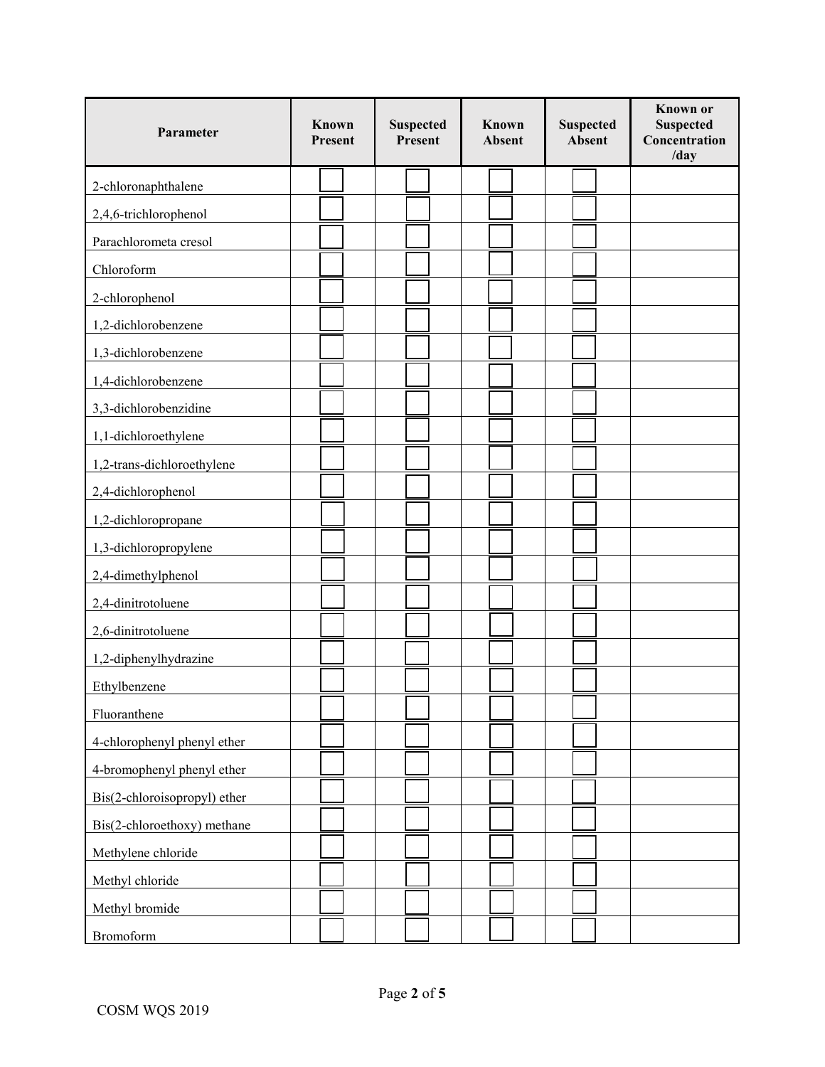| Parameter | Known Present | Suspected Present | Known Absent | Suspected Absent | Known or Suspected Concentration /day |
|---|---|---|---|---|---|
| 2-chloronaphthalene | ☐ | ☐ | ☐ | ☐ | |
| 2,4,6-trichlorophenol | ☐ | ☐ | ☐ | ☐ | |
| Parachlorometa cresol | ☐ | ☐ | ☐ | ☐ | |
| Chloroform | ☐ | ☐ | ☐ | ☐ | |
| 2-chlorophenol | ☐ | ☐ | ☐ | ☐ | |
| 1,2-dichlorobenzene | ☐ | ☐ | ☐ | ☐ | |
| 1,3-dichlorobenzene | ☐ | ☐ | ☐ | ☐ | |
| 1,4-dichlorobenzene | ☐ | ☐ | ☐ | ☐ | |
| 3,3-dichlorobenzidine | ☐ | ☐ | ☐ | ☐ | |
| 1,1-dichloroethylene | ☐ | ☐ | ☐ | ☐ | |
| 1,2-trans-dichloroethylene | ☐ | ☐ | ☐ | ☐ | |
| 2,4-dichlorophenol | ☐ | ☐ | ☐ | ☐ | |
| 1,2-dichloropropane | ☐ | ☐ | ☐ | ☐ | |
| 1,3-dichloropropylene | ☐ | ☐ | ☐ | ☐ | |
| 2,4-dimethylphenol | ☐ | ☐ | ☐ | ☐ | |
| 2,4-dinitrotoluene | ☐ | ☐ | ☐ | ☐ | |
| 2,6-dinitrotoluene | ☐ | ☐ | ☐ | ☐ | |
| 1,2-diphenylhydrazine | ☐ | ☐ | ☐ | ☐ | |
| Ethylbenzene | ☐ | ☐ | ☐ | ☐ | |
| Fluoranthene | ☐ | ☐ | ☐ | ☐ | |
| 4-chlorophenyl phenyl ether | ☐ | ☐ | ☐ | ☐ | |
| 4-bromophenyl phenyl ether | ☐ | ☐ | ☐ | ☐ | |
| Bis(2-chloroisopropyl) ether | ☐ | ☐ | ☐ | ☐ | |
| Bis(2-chloroethoxy) methane | ☐ | ☐ | ☐ | ☐ | |
| Methylene chloride | ☐ | ☐ | ☐ | ☐ | |
| Methyl chloride | ☐ | ☐ | ☐ | ☐ | |
| Methyl bromide | ☐ | ☐ | ☐ | ☐ | |
| Bromoform | ☐ | ☐ | ☐ | ☐ | |

COSM WQS 2019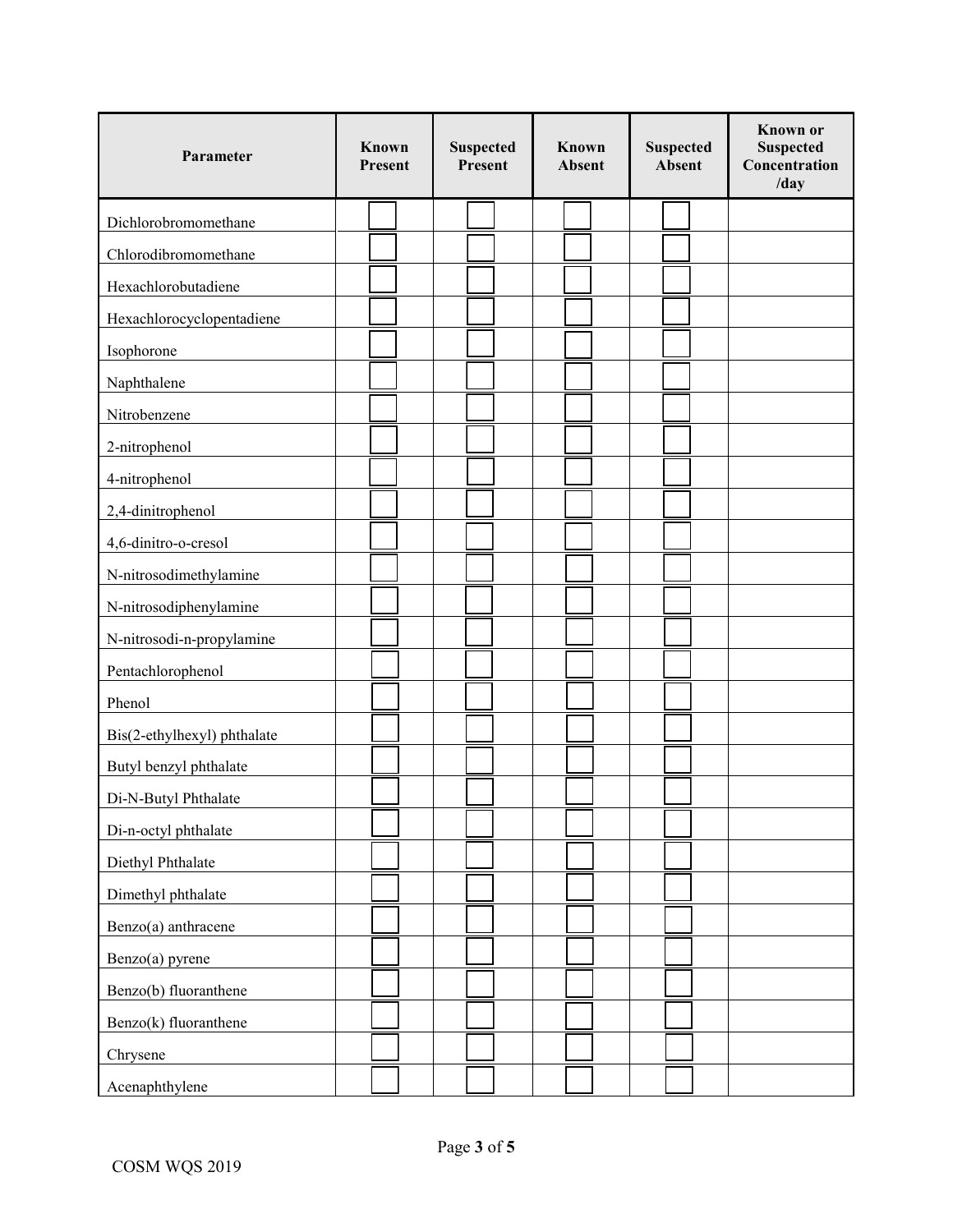| Parameter | Known Present | Suspected Present | Known Absent | Suspected Absent | Known or Suspected Concentration /day |
|---|---|---|---|---|---|
| Dichlorobromomethane | ☐ | ☐ | ☐ | ☐ | |
| Chlorodibromomethane | ☐ | ☐ | ☐ | ☐ | |
| Hexachlorobutadiene | ☐ | ☐ | ☐ | ☐ | |
| Hexachlorocyclopentadiene | ☐ | ☐ | ☐ | ☐ | |
| Isophorone | ☐ | ☐ | ☐ | ☐ | |
| Naphthalene | ☐ | ☐ | ☐ | ☐ | |
| Nitrobenzene | ☐ | ☐ | ☐ | ☐ | |
| 2-nitrophenol | ☐ | ☐ | ☐ | ☐ | |
| 4-nitrophenol | ☐ | ☐ | ☐ | ☐ | |
| 2,4-dinitrophenol | ☐ | ☐ | ☐ | ☐ | |
| 4,6-dinitro-o-cresol | ☐ | ☐ | ☐ | ☐ | |
| N-nitrosodimethylamine | ☐ | ☐ | ☐ | ☐ | |
| N-nitrosodiphenylamine | ☐ | ☐ | ☐ | ☐ | |
| N-nitrosodi-n-propylamine | ☐ | ☐ | ☐ | ☐ | |
| Pentachlorophenol | ☐ | ☐ | ☐ | ☐ | |
| Phenol | ☐ | ☐ | ☐ | ☐ | |
| Bis(2-ethylhexyl) phthalate | ☐ | ☐ | ☐ | ☐ | |
| Butyl benzyl phthalate | ☐ | ☐ | ☐ | ☐ | |
| Di-N-Butyl Phthalate | ☐ | ☐ | ☐ | ☐ | |
| Di-n-octyl phthalate | ☐ | ☐ | ☐ | ☐ | |
| Diethyl Phthalate | ☐ | ☐ | ☐ | ☐ | |
| Dimethyl phthalate | ☐ | ☐ | ☐ | ☐ | |
| Benzo(a) anthracene | ☐ | ☐ | ☐ | ☐ | |
| Benzo(a) pyrene | ☐ | ☐ | ☐ | ☐ | |
| Benzo(b) fluoranthene | ☐ | ☐ | ☐ | ☐ | |
| Benzo(k) fluoranthene | ☐ | ☐ | ☐ | ☐ | |
| Chrysene | ☐ | ☐ | ☐ | ☐ | |
| Acenaphthylene | ☐ | ☐ | ☐ | ☐ | |

COSM WQS 2019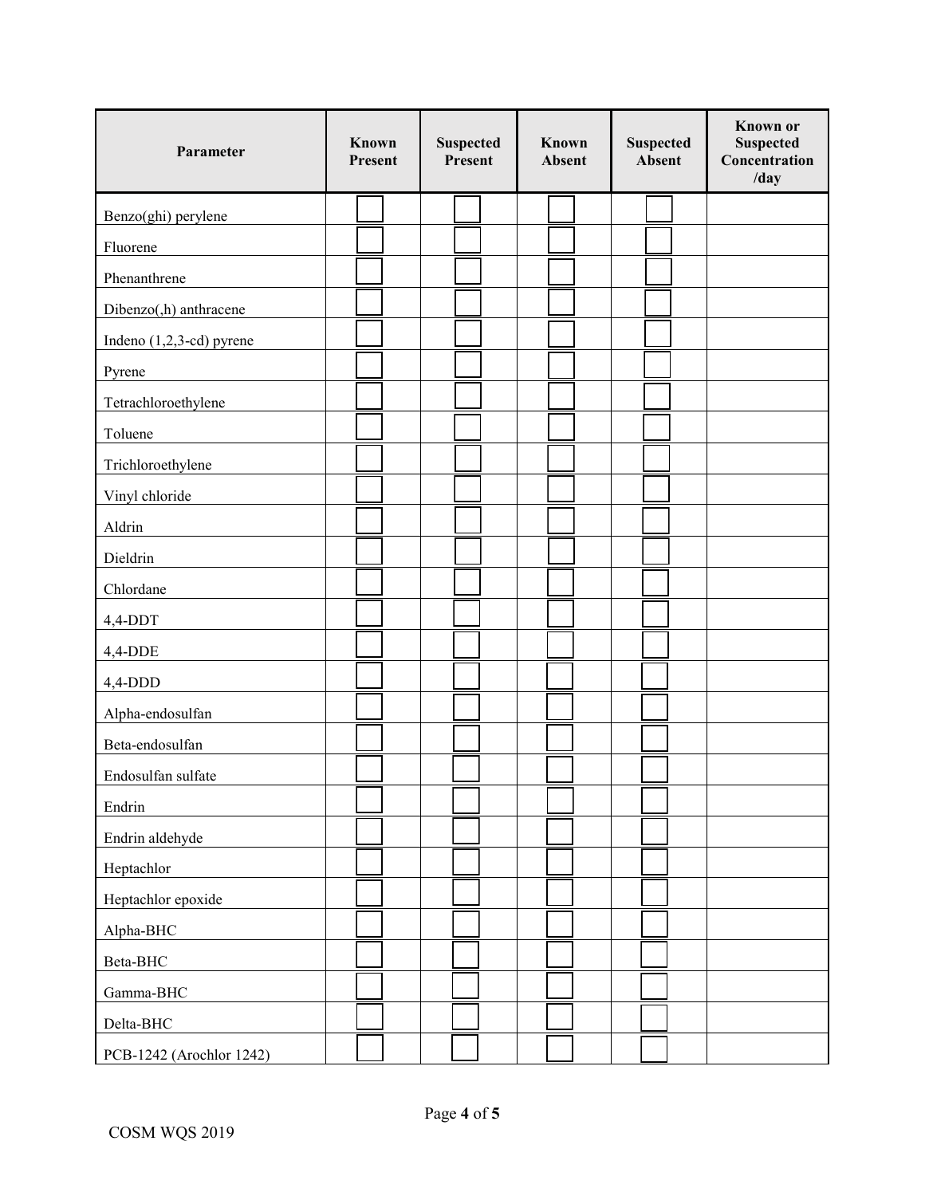| Parameter | Known Present | Suspected Present | Known Absent | Suspected Absent | Known or Suspected Concentration /day |
|---|---|---|---|---|---|
| Benzo(ghi) perylene | ☐ | ☐ | ☐ | ☐ | |
| Fluorene | ☐ | ☐ | ☐ | ☐ | |
| Phenanthrene | ☐ | ☐ | ☐ | ☐ | |
| Dibenzo(,h) anthracene | ☐ | ☐ | ☐ | ☐ | |
| Indeno (1,2,3-cd) pyrene | ☐ | ☐ | ☐ | ☐ | |
| Pyrene | ☐ | ☐ | ☐ | ☐ | |
| Tetrachloroethylene | ☐ | ☐ | ☐ | ☐ | |
| Toluene | ☐ | ☐ | ☐ | ☐ | |
| Trichloroethylene | ☐ | ☐ | ☐ | ☐ | |
| Vinyl chloride | ☐ | ☐ | ☐ | ☐ | |
| Aldrin | ☐ | ☐ | ☐ | ☐ | |
| Dieldrin | ☐ | ☐ | ☐ | ☐ | |
| Chlordane | ☐ | ☐ | ☐ | ☐ | |
| 4,4-DDT | ☐ | ☐ | ☐ | ☐ | |
| 4,4-DDE | ☐ | ☐ | ☐ | ☐ | |
| 4,4-DDD | ☐ | ☐ | ☐ | ☐ | |
| Alpha-endosulfan | ☐ | ☐ | ☐ | ☐ | |
| Beta-endosulfan | ☐ | ☐ | ☐ | ☐ | |
| Endosulfan sulfate | ☐ | ☐ | ☐ | ☐ | |
| Endrin | ☐ | ☐ | ☐ | ☐ | |
| Endrin aldehyde | ☐ | ☐ | ☐ | ☐ | |
| Heptachlor | ☐ | ☐ | ☐ | ☐ | |
| Heptachlor epoxide | ☐ | ☐ | ☐ | ☐ | |
| Alpha-BHC | ☐ | ☐ | ☐ | ☐ | |
| Beta-BHC | ☐ | ☐ | ☐ | ☐ | |
| Gamma-BHC | ☐ | ☐ | ☐ | ☐ | |
| Delta-BHC | ☐ | ☐ | ☐ | ☐ | |
| PCB-1242 (Arochlor 1242) | ☐ | ☐ | ☐ | ☐ | |

COSM WQS 2019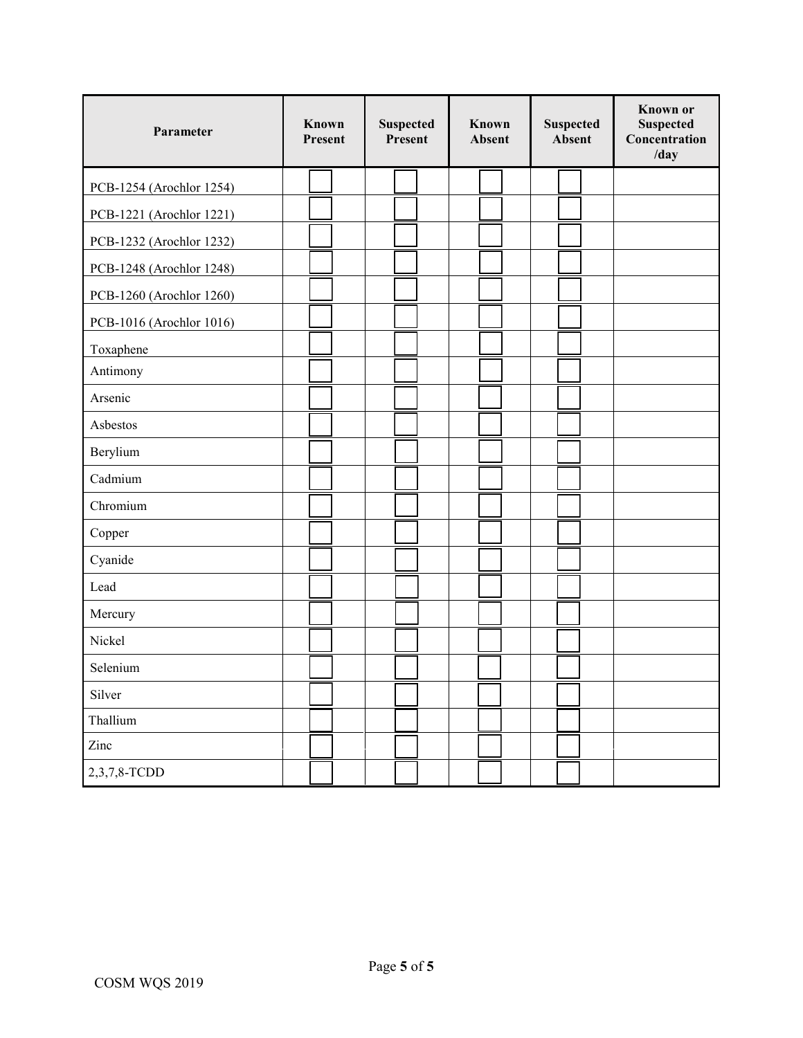| Parameter | Known Present | Suspected Present | Known Absent | Suspected Absent | Known or Suspected Concentration /day |
| --- | --- | --- | --- | --- | --- |
| PCB-1254 (Arochlor 1254) | | | | | |
| PCB-1221 (Arochlor 1221) | | | | | |
| PCB-1232 (Arochlor 1232) | | | | | |
| PCB-1248 (Arochlor 1248) | | | | | |
| PCB-1260 (Arochlor 1260) | | | | | |
| PCB-1016 (Arochlor 1016) | | | | | |
| Toxaphene | | | | | |
| Antimony | | | | | |
| Arsenic | | | | | |
| Asbestos | | | | | |
| Berylium | | | | | |
| Cadmium | | | | | |
| Chromium | | | | | |
| Copper | | | | | |
| Cyanide | | | | | |
| Lead | | | | | |
| Mercury | | | | | |
| Nickel | | | | | |
| Selenium | | | | | |
| Silver | | | | | |
| Thallium | | | | | |
| Zinc | | | | | |
| 2,3,7,8-TCDD | | | | | |

COSM WQS 2019